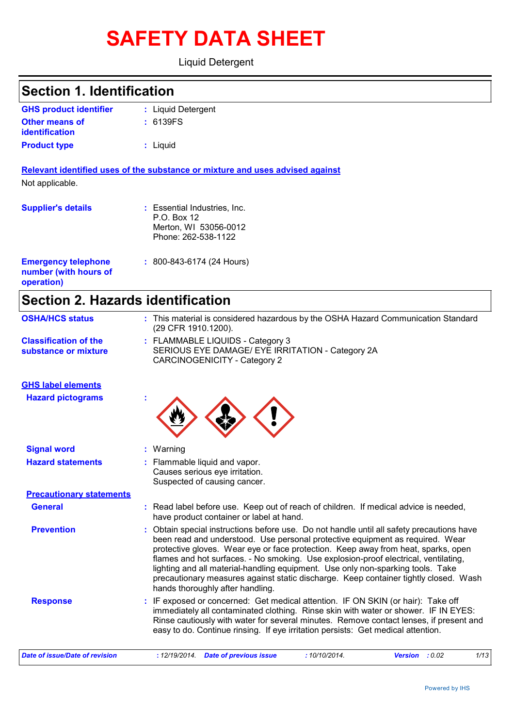# SAFETY DATA SHEET

Liquid Detergent

## Section 1. Identification

| | | |
|---|---|---|
| **GHS product identifier** | : | Liquid Detergent |
| **Other means of identification** | : | 6139FS |
| **Product type** | : | Liquid |

**Relevant identified uses of the substance or mixture and uses advised against**

Not applicable.

| | | |
|---|---|---|
| **Supplier's details** | : | Essential Industries, Inc.<br>P.O. Box 12<br>Merton, WI 53056-0012<br>Phone: 262-538-1122 |
| **Emergency telephone number (with hours of operation)** | : | 800-843-6174 (24 Hours) |

## Section 2. Hazards identification

| | | |
|---|---|---|
| **OSHA/HCS status** | : | This material is considered hazardous by the OSHA Hazard Communication Standard (29 CFR 1910.1200). |
| **Classification of the substance or mixture** | : | FLAMMABLE LIQUIDS - Category 3<br>SERIOUS EYE DAMAGE/ EYE IRRITATION - Category 2A<br>CARCINOGENICITY - Category 2 |

**GHS label elements**

**Hazard pictograms** :

| | | |
|---|---|---|
| **Signal word** | : | Warning |
| **Hazard statements** | : | Flammable liquid and vapor.<br>Causes serious eye irritation.<br>Suspected of causing cancer. |

**Precautionary statements**

| | | |
|---|---|---|
| **General** | : | Read label before use. Keep out of reach of children. If medical advice is needed, have product container or label at hand. |
| **Prevention** | : | Obtain special instructions before use. Do not handle until all safety precautions have been read and understood. Use personal protective equipment as required. Wear protective gloves. Wear eye or face protection. Keep away from heat, sparks, open flames and hot surfaces. - No smoking. Use explosion-proof electrical, ventilating, lighting and all material-handling equipment. Use only non-sparking tools. Take precautionary measures against static discharge. Keep container tightly closed. Wash hands thoroughly after handling. |
| **Response** | : | IF exposed or concerned: Get medical attention. IF ON SKIN (or hair): Take off immediately all contaminated clothing. Rinse skin with water or shower. IF IN EYES: Rinse cautiously with water for several minutes. Remove contact lenses, if present and easy to do. Continue rinsing. If eye irritation persists: Get medical attention. |

*Date of issue/Date of revision* : 12/19/2014. *Date of previous issue* : 10/10/2014. *Version* : 0.02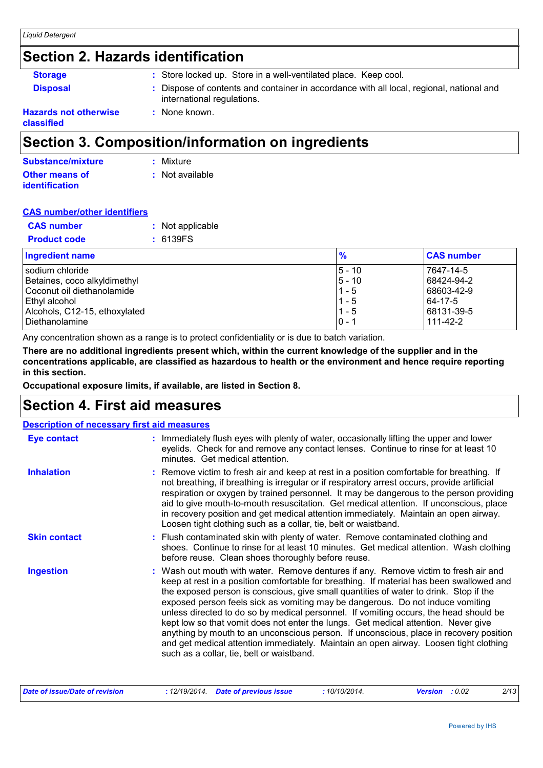## Section 2. Hazards identification

**Storage** : Store locked up. Store in a well-ventilated place. Keep cool.

**Disposal** : Dispose of contents and container in accordance with all local, regional, national and international regulations.

**Hazards not otherwise classified** : None known.

## Section 3. Composition/information on ingredients

**Substance/mixture** : Mixture

**Other means of identification** : Not available

**CAS number/other identifiers**

**CAS number** : Not applicable

**Product code** : 6139FS

| Ingredient name | % | CAS number |
|---|---|---|
| sodium chloride | 5 - 10 | 7647-14-5 |
| Betaines, coco alkyldimethyl | 5 - 10 | 68424-94-2 |
| Coconut oil diethanolamide | 1 - 5 | 68603-42-9 |
| Ethyl alcohol | 1 - 5 | 64-17-5 |
| Alcohols, C12-15, ethoxylated | 1 - 5 | 68131-39-5 |
| Diethanolamine | 0 - 1 | 111-42-2 |

Any concentration shown as a range is to protect confidentiality or is due to batch variation.

**There are no additional ingredients present which, within the current knowledge of the supplier and in the concentrations applicable, are classified as hazardous to health or the environment and hence require reporting in this section.**

**Occupational exposure limits, if available, are listed in Section 8.**

## Section 4. First aid measures

**Description of necessary first aid measures**

**Eye contact** : Immediately flush eyes with plenty of water, occasionally lifting the upper and lower eyelids. Check for and remove any contact lenses. Continue to rinse for at least 10 minutes. Get medical attention.

**Inhalation** : Remove victim to fresh air and keep at rest in a position comfortable for breathing. If not breathing, if breathing is irregular or if respiratory arrest occurs, provide artificial respiration or oxygen by trained personnel. It may be dangerous to the person providing aid to give mouth-to-mouth resuscitation. Get medical attention. If unconscious, place in recovery position and get medical attention immediately. Maintain an open airway. Loosen tight clothing such as a collar, tie, belt or waistband.

**Skin contact** : Flush contaminated skin with plenty of water. Remove contaminated clothing and shoes. Continue to rinse for at least 10 minutes. Get medical attention. Wash clothing before reuse. Clean shoes thoroughly before reuse.

**Ingestion** : Wash out mouth with water. Remove dentures if any. Remove victim to fresh air and keep at rest in a position comfortable for breathing. If material has been swallowed and the exposed person is conscious, give small quantities of water to drink. Stop if the exposed person feels sick as vomiting may be dangerous. Do not induce vomiting unless directed to do so by medical personnel. If vomiting occurs, the head should be kept low so that vomit does not enter the lungs. Get medical attention. Never give anything by mouth to an unconscious person. If unconscious, place in recovery position and get medical attention immediately. Maintain an open airway. Loosen tight clothing such as a collar, tie, belt or waistband.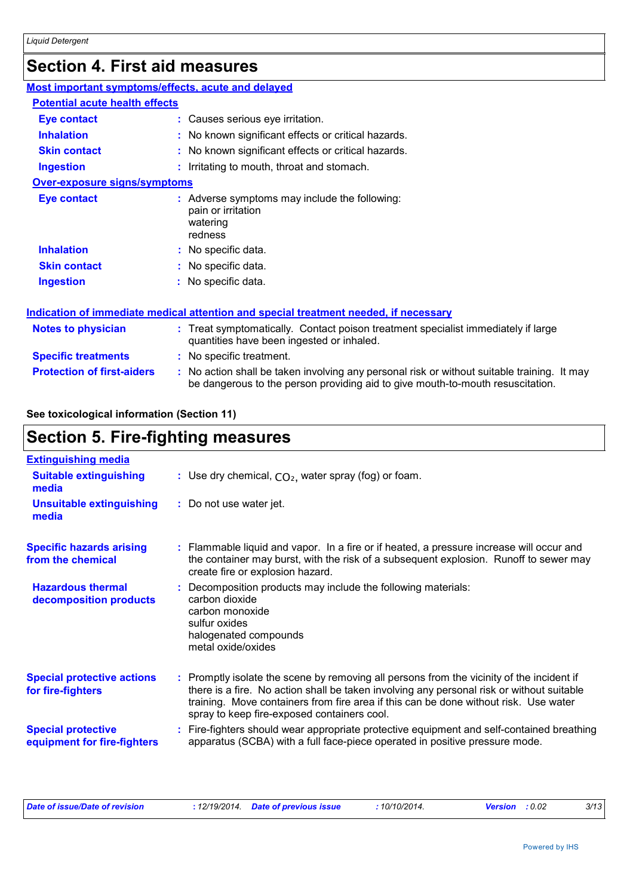## Section 4. First aid measures

### Most important symptoms/effects, acute and delayed

#### Potential acute health effects

| | |
|---|---|
| **Eye contact** | : Causes serious eye irritation. |
| **Inhalation** | : No known significant effects or critical hazards. |
| **Skin contact** | : No known significant effects or critical hazards. |
| **Ingestion** | : Irritating to mouth, throat and stomach. |

#### Over-exposure signs/symptoms

| | |
|---|---|
| **Eye contact** | : Adverse symptoms may include the following:<br>pain or irritation<br>watering<br>redness |
| **Inhalation** | : No specific data. |
| **Skin contact** | : No specific data. |
| **Ingestion** | : No specific data. |

### Indication of immediate medical attention and special treatment needed, if necessary

| | |
|---|---|
| **Notes to physician** | : Treat symptomatically. Contact poison treatment specialist immediately if large quantities have been ingested or inhaled. |
| **Specific treatments** | : No specific treatment. |
| **Protection of first-aiders** | : No action shall be taken involving any personal risk or without suitable training. It may be dangerous to the person providing aid to give mouth-to-mouth resuscitation. |

**See toxicological information (Section 11)**

## Section 5. Fire-fighting measures

### Extinguishing media

| | |
|---|---|
| **Suitable extinguishing media** | : Use dry chemical, $CO_2$, water spray (fog) or foam. |
| **Unsuitable extinguishing media** | : Do not use water jet. |

| | |
|---|---|
| **Specific hazards arising from the chemical** | : Flammable liquid and vapor. In a fire or if heated, a pressure increase will occur and the container may burst, with the risk of a subsequent explosion. Runoff to sewer may create fire or explosion hazard. |
| **Hazardous thermal decomposition products** | : Decomposition products may include the following materials:<br>carbon dioxide<br>carbon monoxide<br>sulfur oxides<br>halogenated compounds<br>metal oxide/oxides |
| **Special protective actions for fire-fighters** | : Promptly isolate the scene by removing all persons from the vicinity of the incident if there is a fire. No action shall be taken involving any personal risk or without suitable training. Move containers from fire area if this can be done without risk. Use water spray to keep fire-exposed containers cool. |
| **Special protective equipment for fire-fighters** | : Fire-fighters should wear appropriate protective equipment and self-contained breathing apparatus (SCBA) with a full face-piece operated in positive pressure mode. |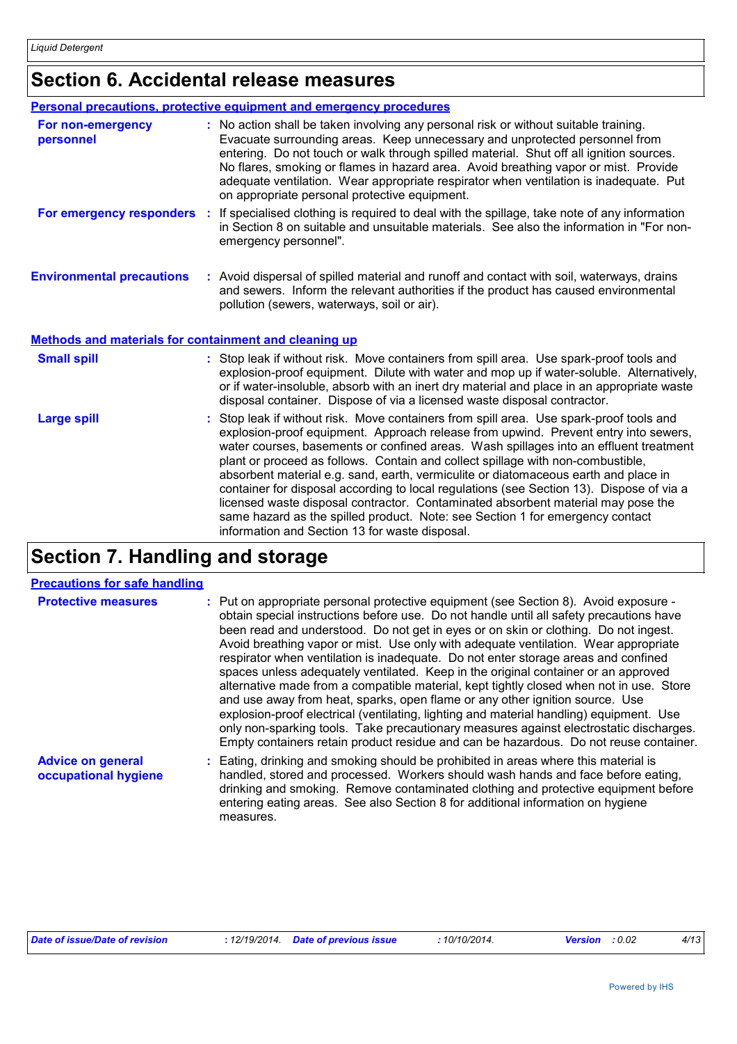## Section 6. Accidental release measures

### Personal precautions, protective equipment and emergency procedures

**For non-emergency personnel** : No action shall be taken involving any personal risk or without suitable training. Evacuate surrounding areas. Keep unnecessary and unprotected personnel from entering. Do not touch or walk through spilled material. Shut off all ignition sources. No flares, smoking or flames in hazard area. Avoid breathing vapor or mist. Provide adequate ventilation. Wear appropriate respirator when ventilation is inadequate. Put on appropriate personal protective equipment.

**For emergency responders** : If specialised clothing is required to deal with the spillage, take note of any information in Section 8 on suitable and unsuitable materials. See also the information in "For non-emergency personnel".

**Environmental precautions** : Avoid dispersal of spilled material and runoff and contact with soil, waterways, drains and sewers. Inform the relevant authorities if the product has caused environmental pollution (sewers, waterways, soil or air).

### Methods and materials for containment and cleaning up

**Small spill** : Stop leak if without risk. Move containers from spill area. Use spark-proof tools and explosion-proof equipment. Dilute with water and mop up if water-soluble. Alternatively, or if water-insoluble, absorb with an inert dry material and place in an appropriate waste disposal container. Dispose of via a licensed waste disposal contractor.

**Large spill** : Stop leak if without risk. Move containers from spill area. Use spark-proof tools and explosion-proof equipment. Approach release from upwind. Prevent entry into sewers, water courses, basements or confined areas. Wash spillages into an effluent treatment plant or proceed as follows. Contain and collect spillage with non-combustible, absorbent material e.g. sand, earth, vermiculite or diatomaceous earth and place in container for disposal according to local regulations (see Section 13). Dispose of via a licensed waste disposal contractor. Contaminated absorbent material may pose the same hazard as the spilled product. Note: see Section 1 for emergency contact information and Section 13 for waste disposal.

## Section 7. Handling and storage

### Precautions for safe handling

**Protective measures** : Put on appropriate personal protective equipment (see Section 8). Avoid exposure - obtain special instructions before use. Do not handle until all safety precautions have been read and understood. Do not get in eyes or on skin or clothing. Do not ingest. Avoid breathing vapor or mist. Use only with adequate ventilation. Wear appropriate respirator when ventilation is inadequate. Do not enter storage areas and confined spaces unless adequately ventilated. Keep in the original container or an approved alternative made from a compatible material, kept tightly closed when not in use. Store and use away from heat, sparks, open flame or any other ignition source. Use explosion-proof electrical (ventilating, lighting and material handling) equipment. Use only non-sparking tools. Take precautionary measures against electrostatic discharges. Empty containers retain product residue and can be hazardous. Do not reuse container.

**Advice on general occupational hygiene** : Eating, drinking and smoking should be prohibited in areas where this material is handled, stored and processed. Workers should wash hands and face before eating, drinking and smoking. Remove contaminated clothing and protective equipment before entering eating areas. See also Section 8 for additional information on hygiene measures.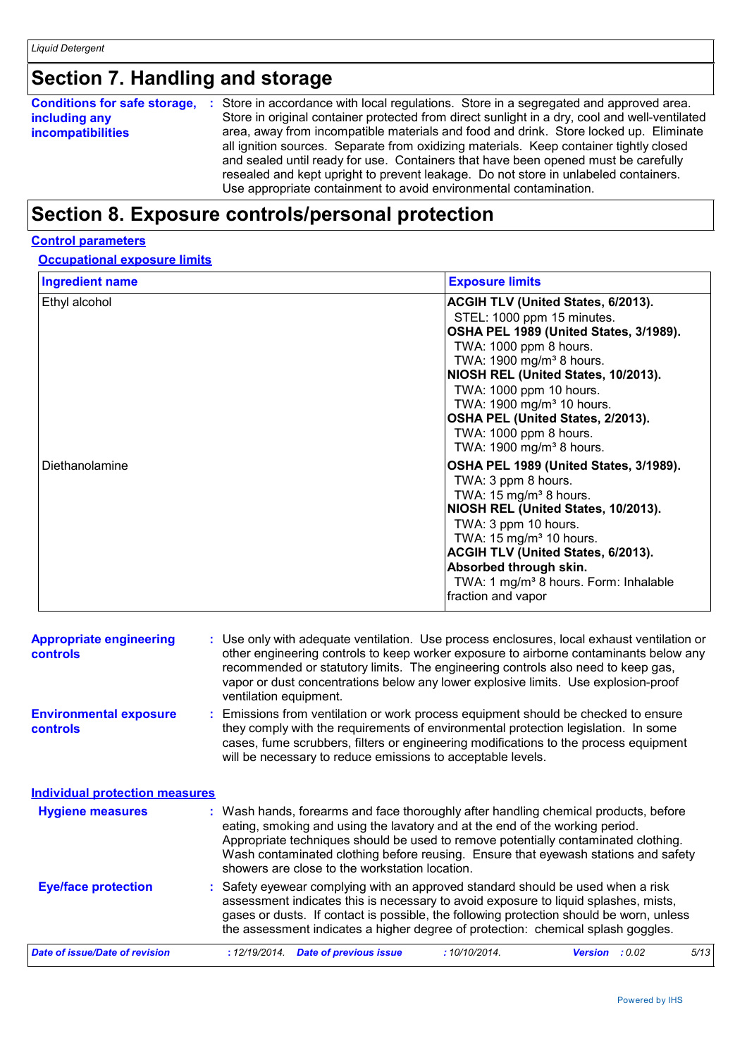## Section 7. Handling and storage

**Conditions for safe storage, including any incompatibilities** : Store in accordance with local regulations. Store in a segregated and approved area. Store in original container protected from direct sunlight in a dry, cool and well-ventilated area, away from incompatible materials and food and drink. Store locked up. Eliminate all ignition sources. Separate from oxidizing materials. Keep container tightly closed and sealed until ready for use. Containers that have been opened must be carefully resealed and kept upright to prevent leakage. Do not store in unlabeled containers. Use appropriate containment to avoid environmental contamination.

## Section 8. Exposure controls/personal protection

### Control parameters

#### Occupational exposure limits

| Ingredient name | Exposure limits |
|---|---|
| Ethyl alcohol | **ACGIH TLV (United States, 6/2013).**<br>STEL: 1000 ppm 15 minutes.<br>**OSHA PEL 1989 (United States, 3/1989).**<br>TWA: 1000 ppm 8 hours.<br>TWA: 1900 mg/m³ 8 hours.<br>**NIOSH REL (United States, 10/2013).**<br>TWA: 1000 ppm 10 hours.<br>TWA: 1900 mg/m³ 10 hours.<br>**OSHA PEL (United States, 2/2013).**<br>TWA: 1000 ppm 8 hours.<br>TWA: 1900 mg/m³ 8 hours. |
| Diethanolamine | **OSHA PEL 1989 (United States, 3/1989).**<br>TWA: 3 ppm 8 hours.<br>TWA: 15 mg/m³ 8 hours.<br>**NIOSH REL (United States, 10/2013).**<br>TWA: 3 ppm 10 hours.<br>TWA: 15 mg/m³ 10 hours.<br>**ACGIH TLV (United States, 6/2013).**<br>**Absorbed through skin.**<br>TWA: 1 mg/m³ 8 hours. Form: Inhalable fraction and vapor |

**Appropriate engineering controls** : Use only with adequate ventilation. Use process enclosures, local exhaust ventilation or other engineering controls to keep worker exposure to airborne contaminants below any recommended or statutory limits. The engineering controls also need to keep gas, vapor or dust concentrations below any lower explosive limits. Use explosion-proof ventilation equipment.

**Environmental exposure controls** : Emissions from ventilation or work process equipment should be checked to ensure they comply with the requirements of environmental protection legislation. In some cases, fume scrubbers, filters or engineering modifications to the process equipment will be necessary to reduce emissions to acceptable levels.

### Individual protection measures

**Hygiene measures** : Wash hands, forearms and face thoroughly after handling chemical products, before eating, smoking and using the lavatory and at the end of the working period. Appropriate techniques should be used to remove potentially contaminated clothing. Wash contaminated clothing before reusing. Ensure that eyewash stations and safety showers are close to the workstation location.

**Eye/face protection** : Safety eyewear complying with an approved standard should be used when a risk assessment indicates this is necessary to avoid exposure to liquid splashes, mists, gases or dusts. If contact is possible, the following protection should be worn, unless the assessment indicates a higher degree of protection: chemical splash goggles.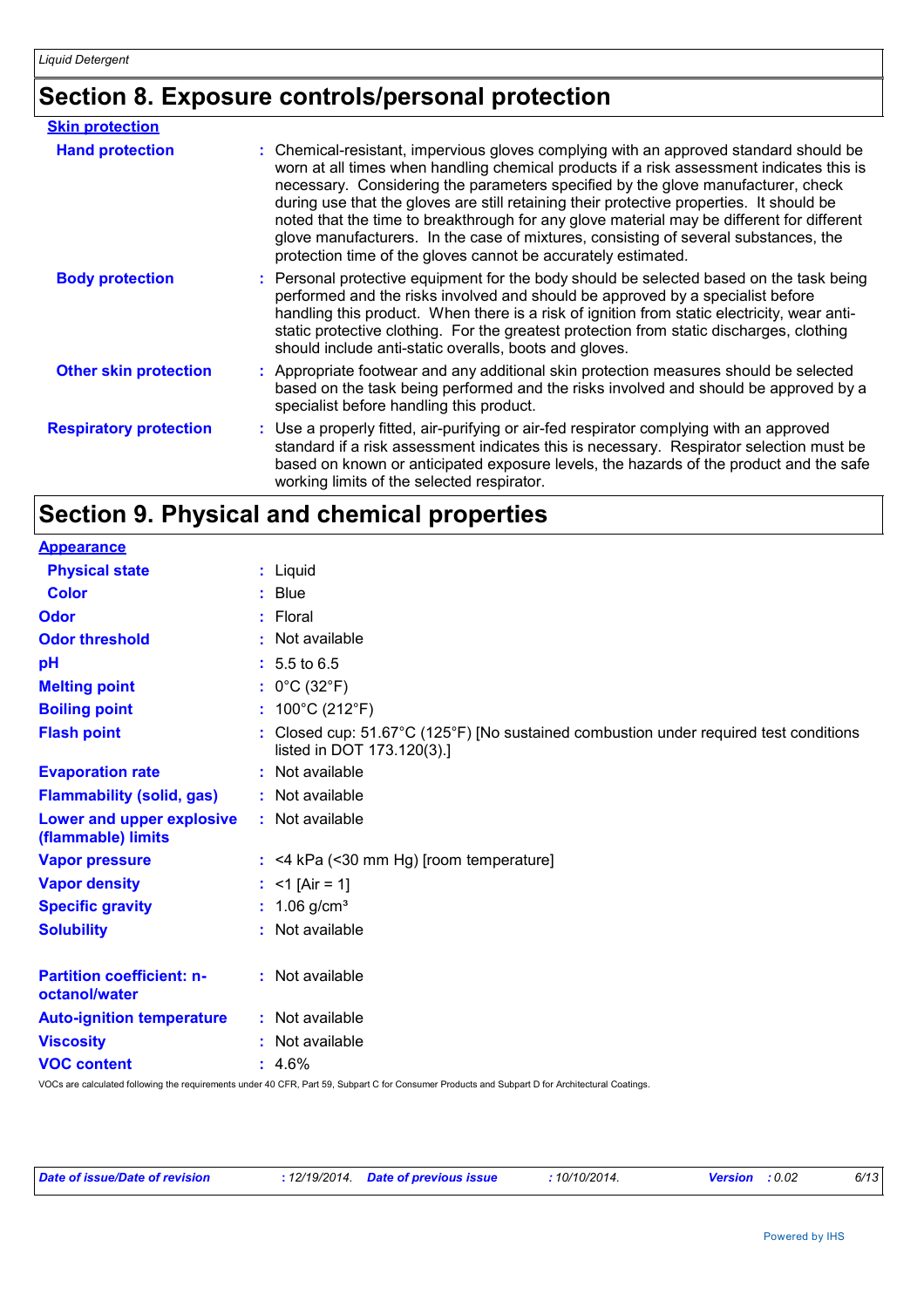## Section 8. Exposure controls/personal protection

**Skin protection**

| | |
|---|---|
| **Hand protection** | : Chemical-resistant, impervious gloves complying with an approved standard should be worn at all times when handling chemical products if a risk assessment indicates this is necessary. Considering the parameters specified by the glove manufacturer, check during use that the gloves are still retaining their protective properties. It should be noted that the time to breakthrough for any glove material may be different for different glove manufacturers. In the case of mixtures, consisting of several substances, the protection time of the gloves cannot be accurately estimated. |
| **Body protection** | : Personal protective equipment for the body should be selected based on the task being performed and the risks involved and should be approved by a specialist before handling this product. When there is a risk of ignition from static electricity, wear anti-static protective clothing. For the greatest protection from static discharges, clothing should include anti-static overalls, boots and gloves. |
| **Other skin protection** | : Appropriate footwear and any additional skin protection measures should be selected based on the task being performed and the risks involved and should be approved by a specialist before handling this product. |
| **Respiratory protection** | : Use a properly fitted, air-purifying or air-fed respirator complying with an approved standard if a risk assessment indicates this is necessary. Respirator selection must be based on known or anticipated exposure levels, the hazards of the product and the safe working limits of the selected respirator. |

## Section 9. Physical and chemical properties

**Appearance**

| | |
|---|---|
| **Physical state** | : Liquid |
| **Color** | : Blue |
| **Odor** | : Floral |
| **Odor threshold** | : Not available |
| **pH** | : 5.5 to 6.5 |
| **Melting point** | : 0°C (32°F) |
| **Boiling point** | : 100°C (212°F) |
| **Flash point** | : Closed cup: 51.67°C (125°F) [No sustained combustion under required test conditions listed in DOT 173.120(3).] |
| **Evaporation rate** | : Not available |
| **Flammability (solid, gas)** | : Not available |
| **Lower and upper explosive (flammable) limits** | : Not available |
| **Vapor pressure** | : <4 kPa (<30 mm Hg) [room temperature] |
| **Vapor density** | : <1 [Air = 1] |
| **Specific gravity** | : 1.06 g/cm³ |
| **Solubility** | : Not available |
| **Partition coefficient: n-octanol/water** | : Not available |
| **Auto-ignition temperature** | : Not available |
| **Viscosity** | : Not available |
| **VOC content** | : 4.6% |

VOCs are calculated following the requirements under 40 CFR, Part 59, Subpart C for Consumer Products and Subpart D for Architectural Coatings.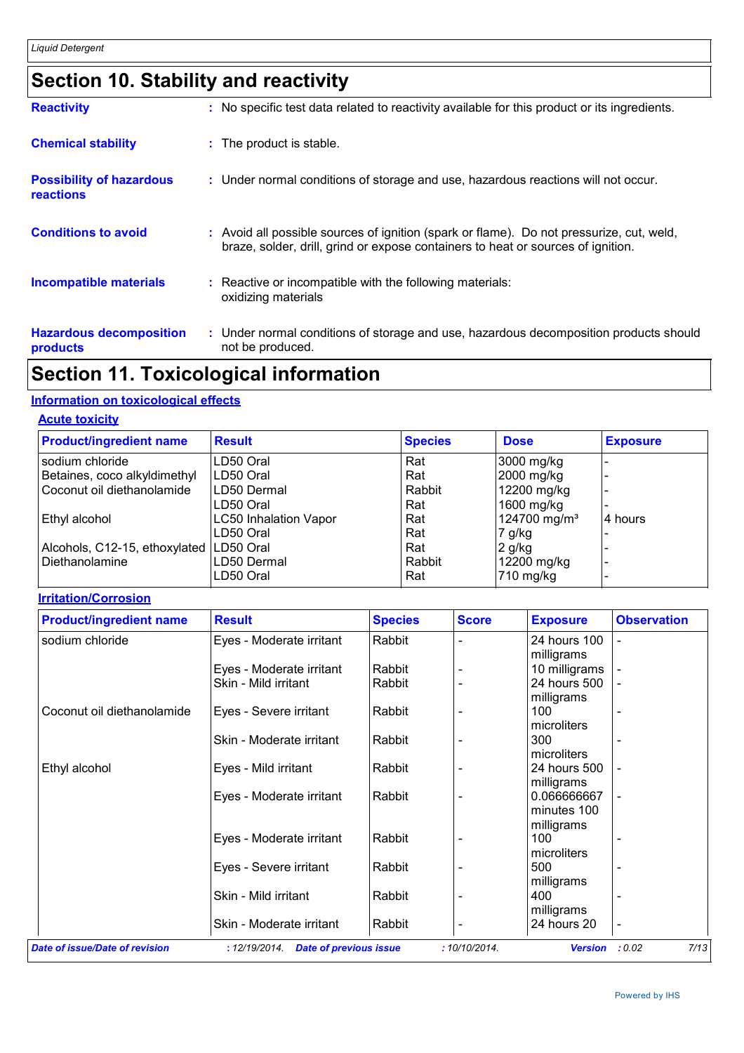## Section 10. Stability and reactivity

**Reactivity** : No specific test data related to reactivity available for this product or its ingredients.

**Chemical stability** : The product is stable.

**Possibility of hazardous reactions** : Under normal conditions of storage and use, hazardous reactions will not occur.

**Conditions to avoid** : Avoid all possible sources of ignition (spark or flame). Do not pressurize, cut, weld, braze, solder, drill, grind or expose containers to heat or sources of ignition.

**Incompatible materials** : Reactive or incompatible with the following materials:
oxidizing materials

**Hazardous decomposition products** : Under normal conditions of storage and use, hazardous decomposition products should not be produced.

## Section 11. Toxicological information

### Information on toxicological effects

#### Acute toxicity

| Product/ingredient name | Result | Species | Dose | Exposure |
|---|---|---|---|---|
| sodium chloride | LD50 Oral | Rat | 3000 mg/kg | - |
| Betaines, coco alkyldimethyl | LD50 Oral | Rat | 2000 mg/kg | - |
| Coconut oil diethanolamide | LD50 Dermal | Rabbit | 12200 mg/kg | - |
| | LD50 Oral | Rat | 1600 mg/kg | - |
| Ethyl alcohol | LC50 Inhalation Vapor | Rat | 124700 mg/m³ | 4 hours |
| | LD50 Oral | Rat | 7 g/kg | - |
| Alcohols, C12-15, ethoxylated | LD50 Oral | Rat | 2 g/kg | - |
| Diethanolamine | LD50 Dermal | Rabbit | 12200 mg/kg | - |
| | LD50 Oral | Rat | 710 mg/kg | - |

#### Irritation/Corrosion

| Product/ingredient name | Result | Species | Score | Exposure | Observation |
|---|---|---|---|---|---|
| sodium chloride | Eyes - Moderate irritant | Rabbit | - | 24 hours 100 milligrams | - |
| | Eyes - Moderate irritant | Rabbit | - | 10 milligrams | - |
| | Skin - Mild irritant | Rabbit | - | 24 hours 500 milligrams | - |
| Coconut oil diethanolamide | Eyes - Severe irritant | Rabbit | - | 100 microliters | - |
| | Skin - Moderate irritant | Rabbit | - | 300 microliters | - |
| Ethyl alcohol | Eyes - Mild irritant | Rabbit | - | 24 hours 500 milligrams | - |
| | Eyes - Moderate irritant | Rabbit | - | 0.066666667 minutes 100 milligrams | - |
| | Eyes - Moderate irritant | Rabbit | - | 100 microliters | - |
| | Eyes - Severe irritant | Rabbit | - | 500 milligrams | - |
| | Skin - Mild irritant | Rabbit | - | 400 milligrams | - |
| | Skin - Moderate irritant | Rabbit | - | 24 hours 20 | - |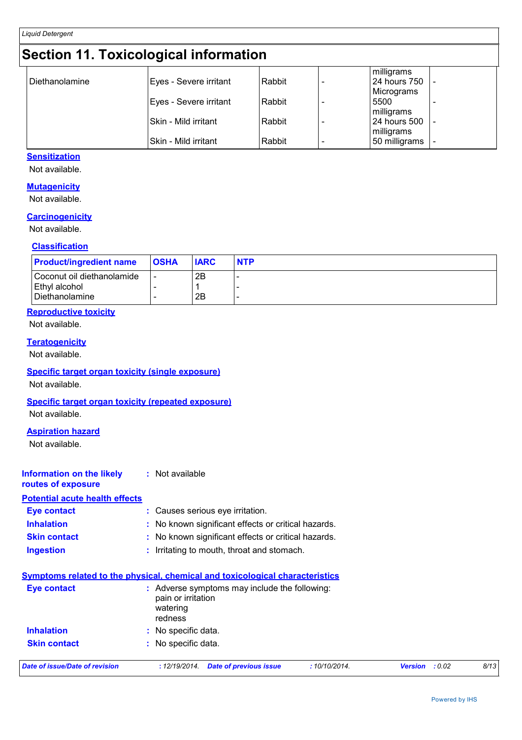## Section 11. Toxicological information

| | | | | | |
|---|---|---|---|---|---|
| | | | | milligrams | |
| Diethanolamine | Eyes - Severe irritant | Rabbit | - | 24 hours 750 Micrograms | - |
| | Eyes - Severe irritant | Rabbit | - | 5500 milligrams | - |
| | Skin - Mild irritant | Rabbit | - | 24 hours 500 milligrams | - |
| | Skin - Mild irritant | Rabbit | - | 50 milligrams | - |

**Sensitization**

Not available.

**Mutagenicity**

Not available.

**Carcinogenicity**

Not available.

**Classification**

| Product/ingredient name | OSHA | IARC | NTP |
|---|---|---|---|
| Coconut oil diethanolamide | - | 2B | - |
| Ethyl alcohol | - | 1 | - |
| Diethanolamine | - | 2B | - |

**Reproductive toxicity**

Not available.

**Teratogenicity**

Not available.

**Specific target organ toxicity (single exposure)**

Not available.

**Specific target organ toxicity (repeated exposure)**

Not available.

**Aspiration hazard**

Not available.

**Information on the likely routes of exposure** : Not available

**Potential acute health effects**

**Eye contact** : Causes serious eye irritation.

**Inhalation** : No known significant effects or critical hazards.

**Skin contact** : No known significant effects or critical hazards.

**Ingestion** : Irritating to mouth, throat and stomach.

**Symptoms related to the physical, chemical and toxicological characteristics**

**Eye contact** : Adverse symptoms may include the following:
pain or irritation
watering
redness

**Inhalation** : No specific data.

**Skin contact** : No specific data.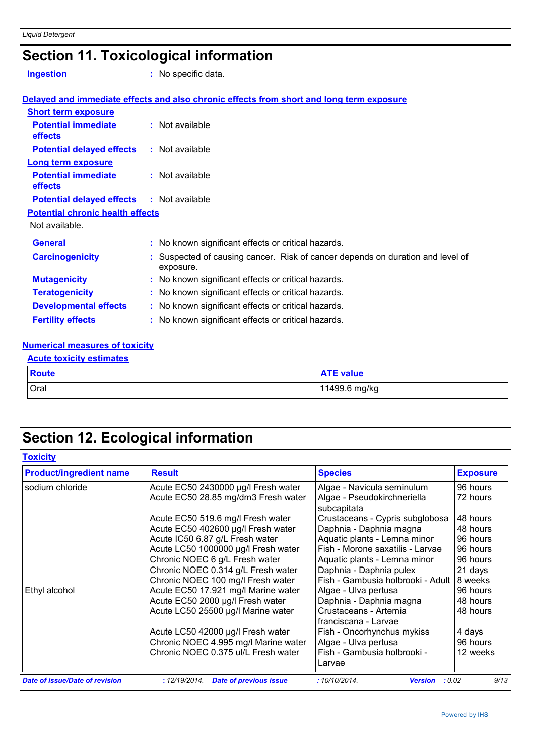## Section 11. Toxicological information

**Ingestion** : No specific data.

**Delayed and immediate effects and also chronic effects from short and long term exposure**

**Short term exposure**

**Potential immediate effects** : Not available

**Potential delayed effects** : Not available

**Long term exposure**

**Potential immediate effects** : Not available

**Potential delayed effects** : Not available

**Potential chronic health effects**

Not available.

**General** : No known significant effects or critical hazards.

**Carcinogenicity** : Suspected of causing cancer. Risk of cancer depends on duration and level of exposure.

**Mutagenicity** : No known significant effects or critical hazards.

**Teratogenicity** : No known significant effects or critical hazards.

**Developmental effects** : No known significant effects or critical hazards.

**Fertility effects** : No known significant effects or critical hazards.

**Numerical measures of toxicity**

**Acute toxicity estimates**

| Route | ATE value |
|---|---|
| Oral | 11499.6 mg/kg |

## Section 12. Ecological information

**Toxicity**

| Product/ingredient name | Result | Species | Exposure |
|---|---|---|---|
| sodium chloride | Acute EC50 2430000 µg/l Fresh water | Algae - Navicula seminulum | 96 hours |
| | Acute EC50 28.85 mg/dm3 Fresh water | Algae - Pseudokirchneriella subcapitata | 72 hours |
| | Acute EC50 519.6 mg/l Fresh water | Crustaceans - Cypris subglobosa | 48 hours |
| | Acute EC50 402600 µg/l Fresh water | Daphnia - Daphnia magna | 48 hours |
| | Acute IC50 6.87 g/L Fresh water | Aquatic plants - Lemna minor | 96 hours |
| | Acute LC50 1000000 µg/l Fresh water | Fish - Morone saxatilis - Larvae | 96 hours |
| | Chronic NOEC 6 g/L Fresh water | Aquatic plants - Lemna minor | 96 hours |
| | Chronic NOEC 0.314 g/L Fresh water | Daphnia - Daphnia pulex | 21 days |
| | Chronic NOEC 100 mg/l Fresh water | Fish - Gambusia holbrooki - Adult | 8 weeks |
| Ethyl alcohol | Acute EC50 17.921 mg/l Marine water | Algae - Ulva pertusa | 96 hours |
| | Acute EC50 2000 µg/l Fresh water | Daphnia - Daphnia magna | 48 hours |
| | Acute LC50 25500 µg/l Marine water | Crustaceans - Artemia franciscana - Larvae | 48 hours |
| | Acute LC50 42000 µg/l Fresh water | Fish - Oncorhynchus mykiss | 4 days |
| | Chronic NOEC 4.995 mg/l Marine water | Algae - Ulva pertusa | 96 hours |
| | Chronic NOEC 0.375 ul/L Fresh water | Fish - Gambusia holbrooki - Larvae | 12 weeks |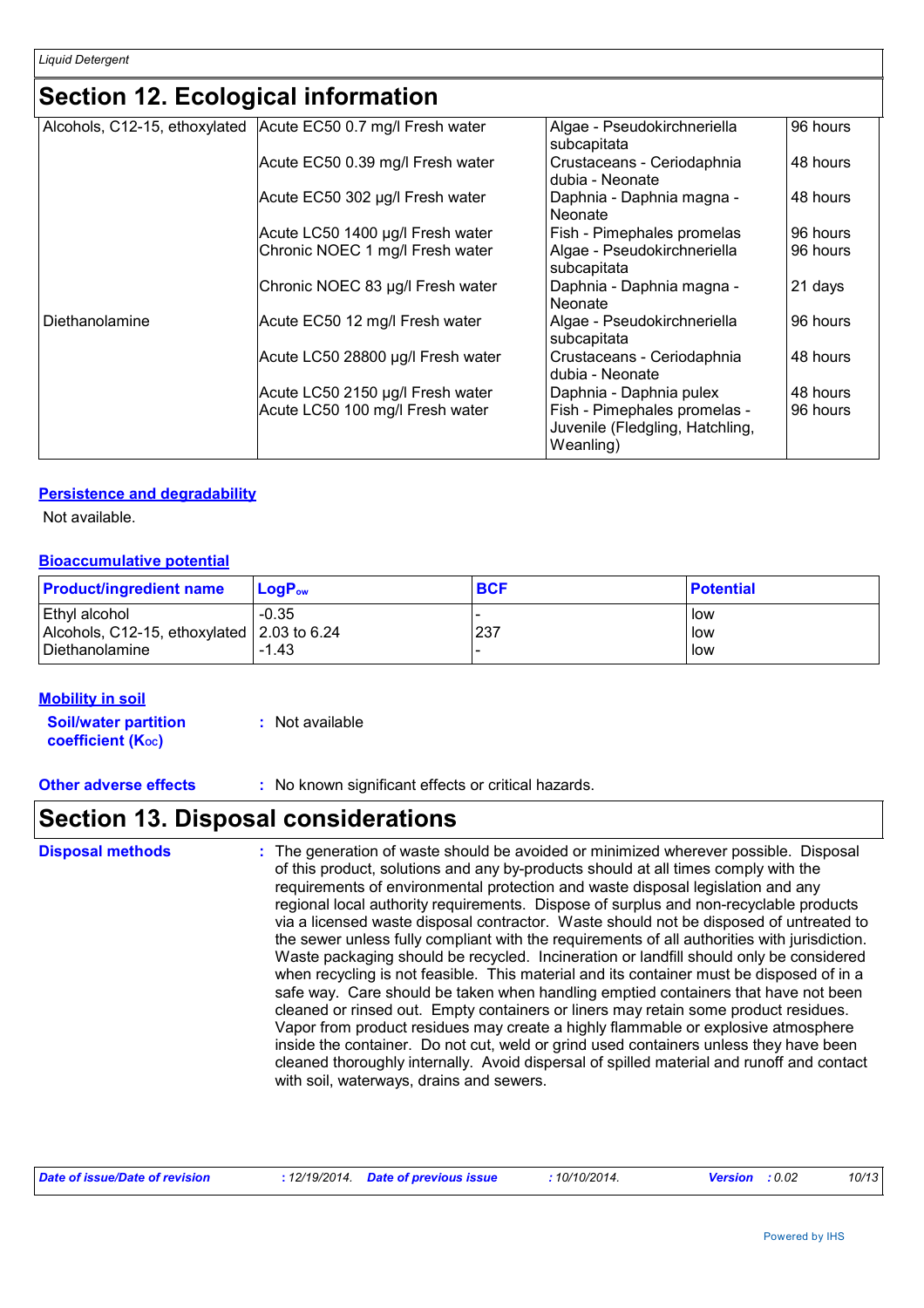## Section 12. Ecological information

| | | | |
|---|---|---|---|
| Alcohols, C12-15, ethoxylated | Acute EC50 0.7 mg/l Fresh water | Algae - Pseudokirchneriella subcapitata | 96 hours |
| | Acute EC50 0.39 mg/l Fresh water | Crustaceans - Ceriodaphnia dubia - Neonate | 48 hours |
| | Acute EC50 302 µg/l Fresh water | Daphnia - Daphnia magna - Neonate | 48 hours |
| | Acute LC50 1400 µg/l Fresh water | Fish - Pimephales promelas | 96 hours |
| | Chronic NOEC 1 mg/l Fresh water | Algae - Pseudokirchneriella subcapitata | 96 hours |
| | Chronic NOEC 83 µg/l Fresh water | Daphnia - Daphnia magna - Neonate | 21 days |
| Diethanolamine | Acute EC50 12 mg/l Fresh water | Algae - Pseudokirchneriella subcapitata | 96 hours |
| | Acute LC50 28800 µg/l Fresh water | Crustaceans - Ceriodaphnia dubia - Neonate | 48 hours |
| | Acute LC50 2150 µg/l Fresh water | Daphnia - Daphnia pulex | 48 hours |
| | Acute LC50 100 mg/l Fresh water | Fish - Pimephales promelas - Juvenile (Fledgling, Hatchling, Weanling) | 96 hours |

### Persistence and degradability

Not available.

### Bioaccumulative potential

| Product/ingredient name | $LogP_{ow}$ | BCF | Potential |
|---|---|---|---|
| Ethyl alcohol | -0.35 | - | low |
| Alcohols, C12-15, ethoxylated | 2.03 to 6.24 | 237 | low |
| Diethanolamine | -1.43 | - | low |

### Mobility in soil

**Soil/water partition coefficient ($K_{OC}$)** : Not available

**Other adverse effects** : No known significant effects or critical hazards.

## Section 13. Disposal considerations

**Disposal methods** : The generation of waste should be avoided or minimized wherever possible. Disposal of this product, solutions and any by-products should at all times comply with the requirements of environmental protection and waste disposal legislation and any regional local authority requirements. Dispose of surplus and non-recyclable products via a licensed waste disposal contractor. Waste should not be disposed of untreated to the sewer unless fully compliant with the requirements of all authorities with jurisdiction. Waste packaging should be recycled. Incineration or landfill should only be considered when recycling is not feasible. This material and its container must be disposed of in a safe way. Care should be taken when handling emptied containers that have not been cleaned or rinsed out. Empty containers or liners may retain some product residues. Vapor from product residues may create a highly flammable or explosive atmosphere inside the container. Do not cut, weld or grind used containers unless they have been cleaned thoroughly internally. Avoid dispersal of spilled material and runoff and contact with soil, waterways, drains and sewers.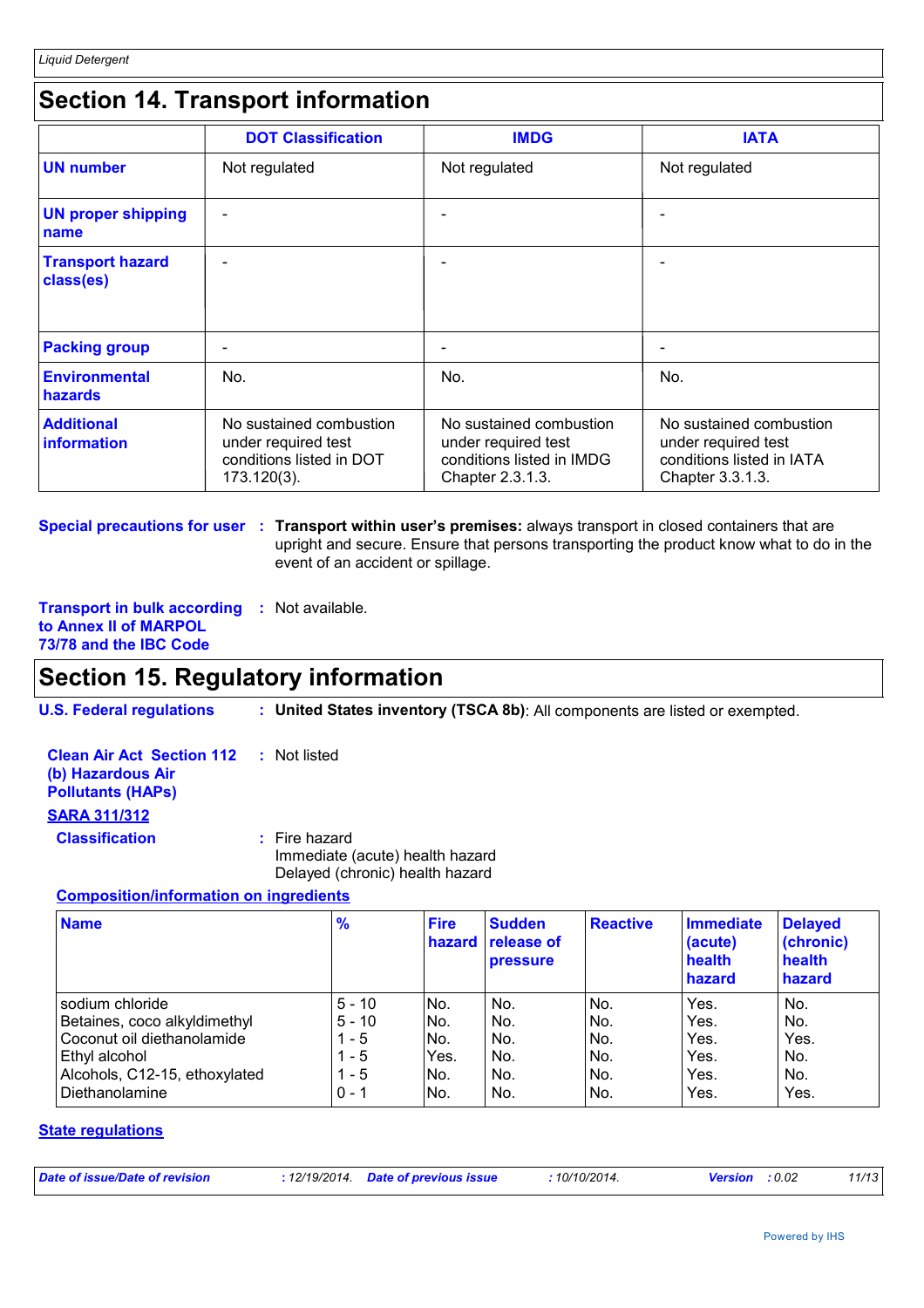## Section 14. Transport information

| | DOT Classification | IMDG | IATA |
|---|---|---|---|
| **UN number** | Not regulated | Not regulated | Not regulated |
| **UN proper shipping name** | - | - | - |
| **Transport hazard class(es)** | - | - | - |
| **Packing group** | - | - | - |
| **Environmental hazards** | No. | No. | No. |
| **Additional information** | No sustained combustion under required test conditions listed in DOT 173.120(3). | No sustained combustion under required test conditions listed in IMDG Chapter 2.3.1.3. | No sustained combustion under required test conditions listed in IATA Chapter 3.3.1.3. |

**Special precautions for user** : **Transport within user's premises:** always transport in closed containers that are upright and secure. Ensure that persons transporting the product know what to do in the event of an accident or spillage.

**Transport in bulk according to Annex II of MARPOL 73/78 and the IBC Code** : Not available.

## Section 15. Regulatory information

**U.S. Federal regulations** : **United States inventory (TSCA 8b)**: All components are listed or exempted.

**Clean Air Act Section 112 (b) Hazardous Air Pollutants (HAPs)** : Not listed

**SARA 311/312**

**Classification** : Fire hazard
Immediate (acute) health hazard
Delayed (chronic) health hazard

**Composition/information on ingredients**

| Name | % | Fire hazard | Sudden release of pressure | Reactive | Immediate (acute) health hazard | Delayed (chronic) health hazard |
|---|---|---|---|---|---|---|
| sodium chloride | 5 - 10 | No. | No. | No. | Yes. | No. |
| Betaines, coco alkyldimethyl | 5 - 10 | No. | No. | No. | Yes. | No. |
| Coconut oil diethanolamide | 1 - 5 | No. | No. | No. | Yes. | Yes. |
| Ethyl alcohol | 1 - 5 | Yes. | No. | No. | Yes. | No. |
| Alcohols, C12-15, ethoxylated | 1 - 5 | No. | No. | No. | Yes. | No. |
| Diethanolamine | 0 - 1 | No. | No. | No. | Yes. | Yes. |

**State regulations**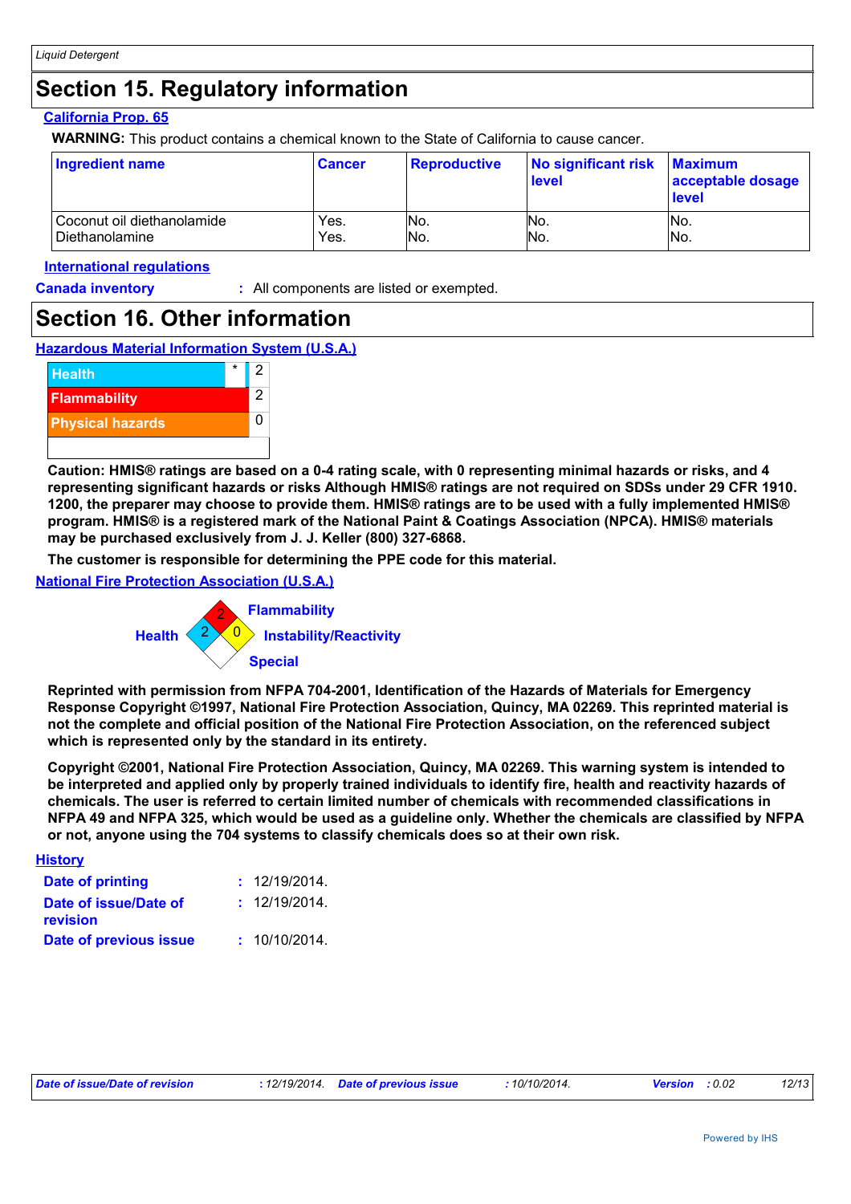## Section 15. Regulatory information

**California Prop. 65**

**WARNING:** This product contains a chemical known to the State of California to cause cancer.

| Ingredient name | Cancer | Reproductive | No significant risk level | Maximum acceptable dosage level |
| --- | --- | --- | --- | --- |
| Coconut oil diethanolamide | Yes. | No. | No. | No. |
| Diethanolamine | Yes. | No. | No. | No. |

**International regulations**

**Canada inventory** : All components are listed or exempted.

## Section 16. Other information

**Hazardous Material Information System (U.S.A.)**

| | | |
| --- | --- | --- |
| Health | * | 2 |
| Flammability | | 2 |
| Physical hazards | | 0 |

**Caution: HMIS® ratings are based on a 0-4 rating scale, with 0 representing minimal hazards or risks, and 4 representing significant hazards or risks Although HMIS® ratings are not required on SDSs under 29 CFR 1910. 1200, the preparer may choose to provide them. HMIS® ratings are to be used with a fully implemented HMIS® program. HMIS® is a registered mark of the National Paint & Coatings Association (NPCA). HMIS® materials may be purchased exclusively from J. J. Keller (800) 327-6868.**

**The customer is responsible for determining the PPE code for this material.**

**National Fire Protection Association (U.S.A.)**

Flammability: 2
Health: 2
Instability/Reactivity: 0
Special:

**Reprinted with permission from NFPA 704-2001, Identification of the Hazards of Materials for Emergency Response Copyright ©1997, National Fire Protection Association, Quincy, MA 02269. This reprinted material is not the complete and official position of the National Fire Protection Association, on the referenced subject which is represented only by the standard in its entirety.**

**Copyright ©2001, National Fire Protection Association, Quincy, MA 02269. This warning system is intended to be interpreted and applied only by properly trained individuals to identify fire, health and reactivity hazards of chemicals. The user is referred to certain limited number of chemicals with recommended classifications in NFPA 49 and NFPA 325, which would be used as a guideline only. Whether the chemicals are classified by NFPA or not, anyone using the 704 systems to classify chemicals does so at their own risk.**

**History**

**Date of printing** : 12/19/2014.

**Date of issue/Date of revision** : 12/19/2014.

**Date of previous issue** : 10/10/2014.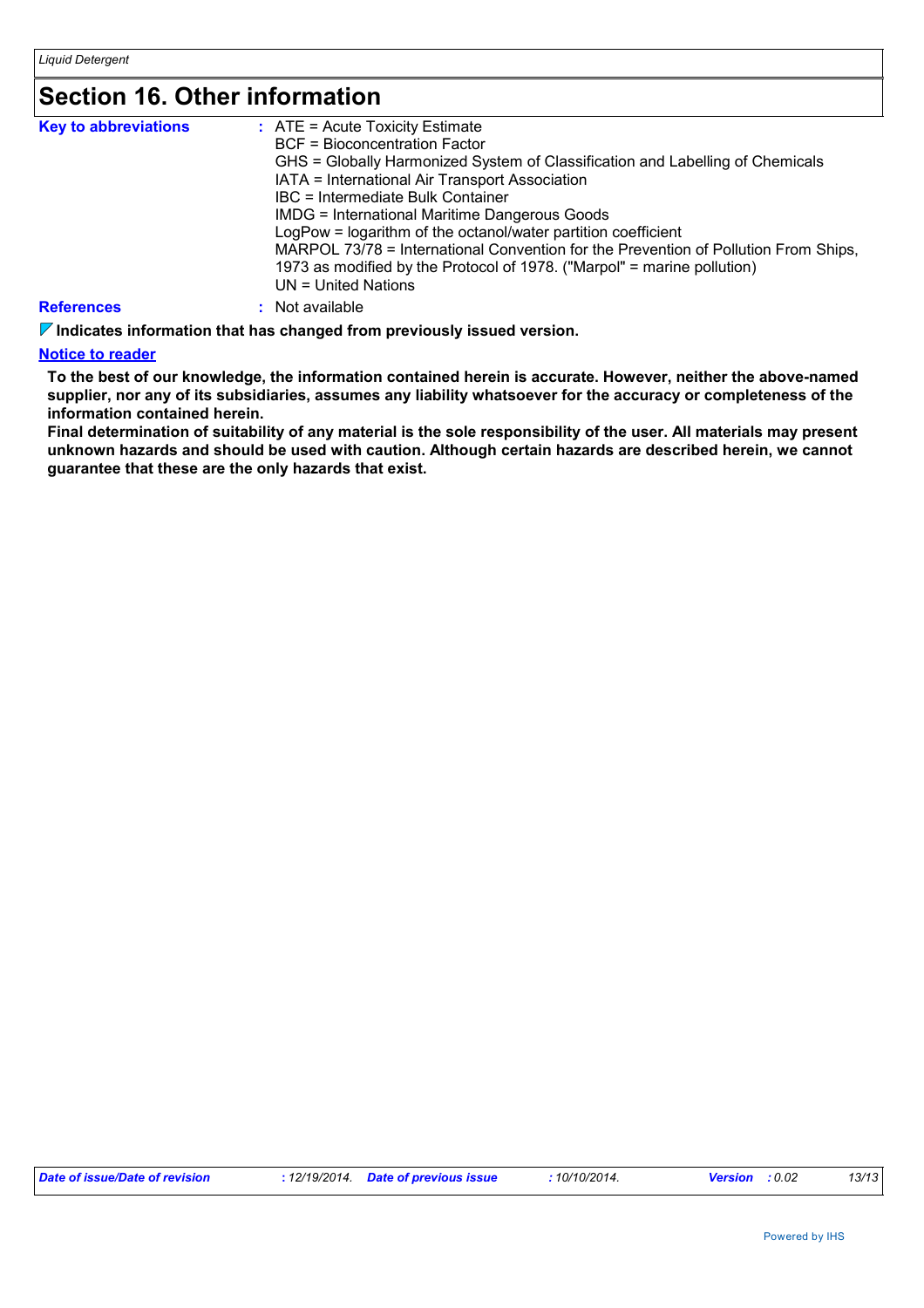## Section 16. Other information

**Key to abbreviations** : ATE = Acute Toxicity Estimate
BCF = Bioconcentration Factor
GHS = Globally Harmonized System of Classification and Labelling of Chemicals
IATA = International Air Transport Association
IBC = Intermediate Bulk Container
IMDG = International Maritime Dangerous Goods
LogPow = logarithm of the octanol/water partition coefficient
MARPOL 73/78 = International Convention for the Prevention of Pollution From Ships, 1973 as modified by the Protocol of 1978. ("Marpol" = marine pollution)
UN = United Nations

**References** : Not available

**Indicates information that has changed from previously issued version.**

**Notice to reader**

**To the best of our knowledge, the information contained herein is accurate. However, neither the above-named supplier, nor any of its subsidiaries, assumes any liability whatsoever for the accuracy or completeness of the information contained herein.**

**Final determination of suitability of any material is the sole responsibility of the user. All materials may present unknown hazards and should be used with caution. Although certain hazards are described herein, we cannot guarantee that these are the only hazards that exist.**